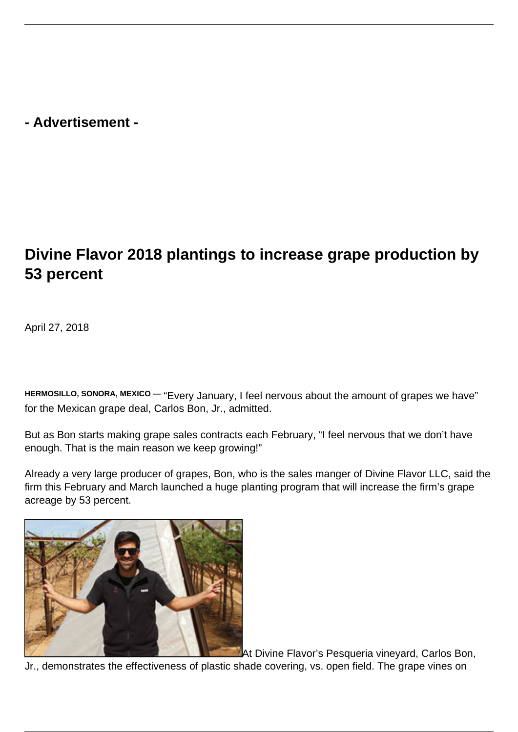- Advertisement -

# Divine Flavor 2018 plantings to increase grape production by 53 percent

April 27, 2018

**HERMOSILLO, SONORA, MEXICO** — "Every January, I feel nervous about the amount of grapes we have" for the Mexican grape deal, Carlos Bon, Jr., admitted.

But as Bon starts making grape sales contracts each February, "I feel nervous that we don't have enough. That is the main reason we keep growing!"

Already a very large producer of grapes, Bon, who is the sales manger of Divine Flavor LLC, said the firm this February and March launched a huge planting program that will increase the firm's grape acreage by 53 percent.

At Divine Flavor's Pesqueria vineyard, Carlos Bon, Jr., demonstrates the effectiveness of plastic shade covering, vs. open field. The grape vines on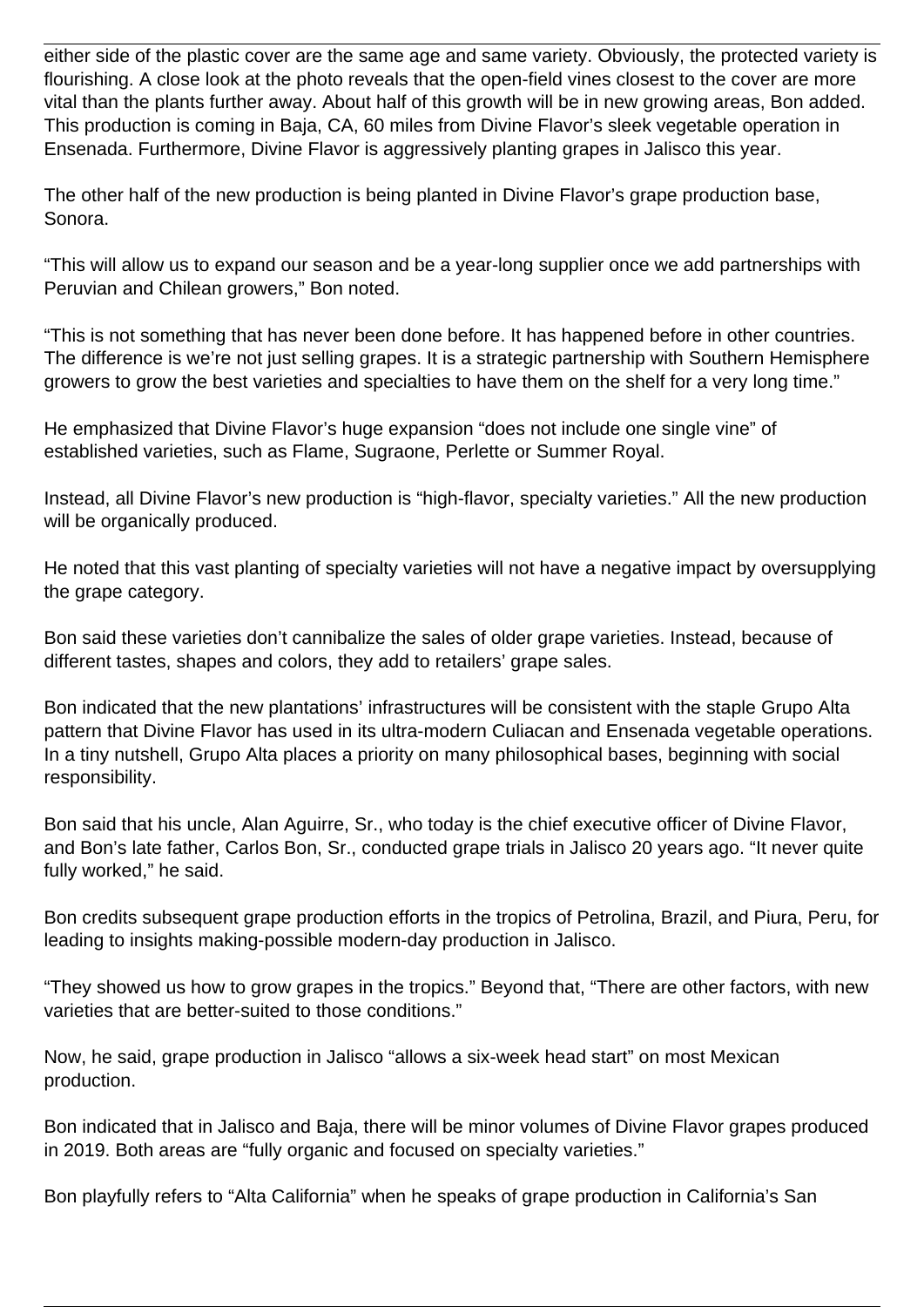either side of the plastic cover are the same age and same variety. Obviously, the protected variety is flourishing. A close look at the photo reveals that the open-field vines closest to the cover are more vital than the plants further away. About half of this growth will be in new growing areas, Bon added. This production is coming in Baja, CA, 60 miles from Divine Flavor's sleek vegetable operation in Ensenada. Furthermore, Divine Flavor is aggressively planting grapes in Jalisco this year.

The other half of the new production is being planted in Divine Flavor's grape production base, Sonora.

"This will allow us to expand our season and be a year-long supplier once we add partnerships with Peruvian and Chilean growers," Bon noted.

"This is not something that has never been done before. It has happened before in other countries. The difference is we're not just selling grapes. It is a strategic partnership with Southern Hemisphere growers to grow the best varieties and specialties to have them on the shelf for a very long time."

He emphasized that Divine Flavor's huge expansion "does not include one single vine" of established varieties, such as Flame, Sugraone, Perlette or Summer Royal.

Instead, all Divine Flavor's new production is "high-flavor, specialty varieties." All the new production will be organically produced.

He noted that this vast planting of specialty varieties will not have a negative impact by oversupplying the grape category.

Bon said these varieties don't cannibalize the sales of older grape varieties. Instead, because of different tastes, shapes and colors, they add to retailers' grape sales.

Bon indicated that the new plantations' infrastructures will be consistent with the staple Grupo Alta pattern that Divine Flavor has used in its ultra-modern Culiacan and Ensenada vegetable operations. In a tiny nutshell, Grupo Alta places a priority on many philosophical bases, beginning with social responsibility.

Bon said that his uncle, Alan Aguirre, Sr., who today is the chief executive officer of Divine Flavor, and Bon's late father, Carlos Bon, Sr., conducted grape trials in Jalisco 20 years ago. "It never quite fully worked," he said.

Bon credits subsequent grape production efforts in the tropics of Petrolina, Brazil, and Piura, Peru, for leading to insights making-possible modern-day production in Jalisco.

"They showed us how to grow grapes in the tropics." Beyond that, "There are other factors, with new varieties that are better-suited to those conditions."

Now, he said, grape production in Jalisco "allows a six-week head start" on most Mexican production.

Bon indicated that in Jalisco and Baja, there will be minor volumes of Divine Flavor grapes produced in 2019. Both areas are "fully organic and focused on specialty varieties."

Bon playfully refers to "Alta California" when he speaks of grape production in California's San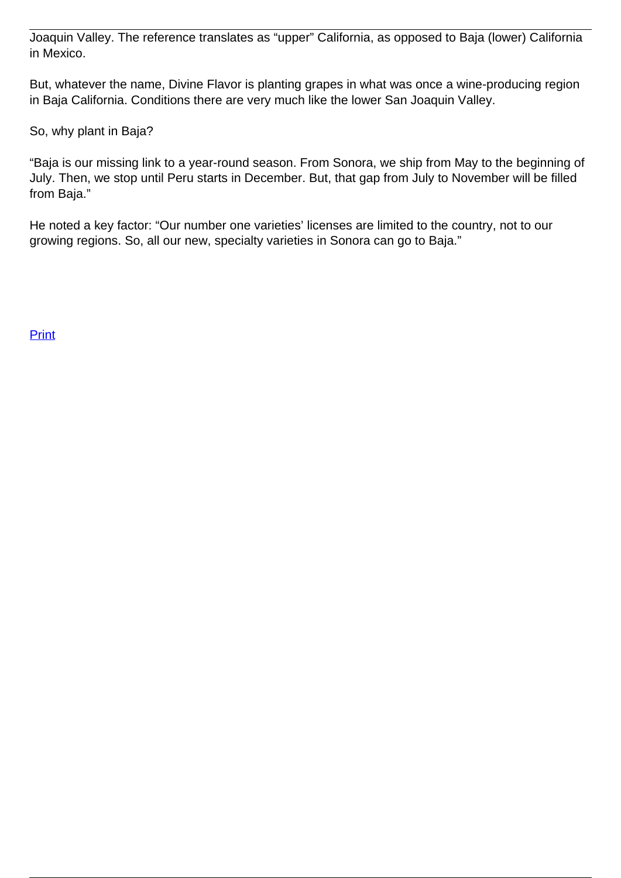Joaquin Valley. The reference translates as “upper” California, as opposed to Baja (lower) California in Mexico.

But, whatever the name, Divine Flavor is planting grapes in what was once a wine-producing region in Baja California. Conditions there are very much like the lower San Joaquin Valley.

So, why plant in Baja?

“Baja is our missing link to a year-round season. From Sonora, we ship from May to the beginning of July. Then, we stop until Peru starts in December. But, that gap from July to November will be filled from Baja.”

He noted a key factor: “Our number one varieties’ licenses are limited to the country, not to our growing regions. So, all our new, specialty varieties in Sonora can go to Baja.”

Print